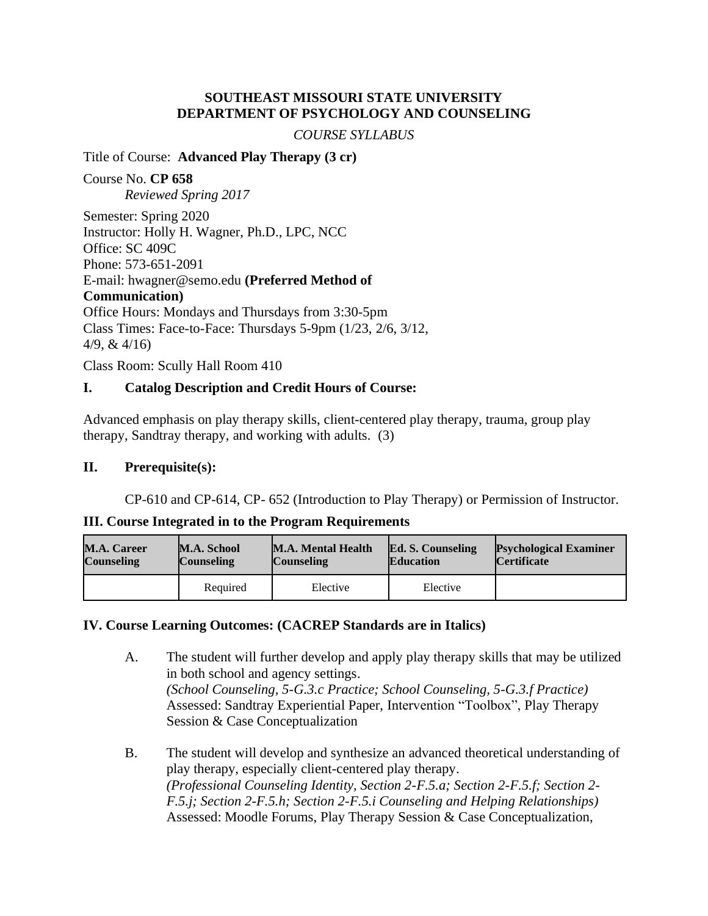**SOUTHEAST MISSOURI STATE UNIVERSITY**
**DEPARTMENT OF PSYCHOLOGY AND COUNSELING**

*COURSE SYLLABUS*

Title of Course: **Advanced Play Therapy (3 cr)**

Course No. **CP 658**
*Reviewed Spring 2017*

Semester: Spring 2020
Instructor: Holly H. Wagner, Ph.D., LPC, NCC
Office: SC 409C
Phone: 573-651-2091
E-mail: hwagner@semo.edu **(Preferred Method of Communication)**
Office Hours: Mondays and Thursdays from 3:30-5pm
Class Times: Face-to-Face: Thursdays 5-9pm (1/23, 2/6, 3/12, 4/9, & 4/16)
Class Room: Scully Hall Room 410

## I. Catalog Description and Credit Hours of Course:

Advanced emphasis on play therapy skills, client-centered play therapy, trauma, group play therapy, Sandtray therapy, and working with adults. (3)

## II. Prerequisite(s):

CP-610 and CP-614, CP- 652 (Introduction to Play Therapy) or Permission of Instructor.

## III. Course Integrated in to the Program Requirements

| M.A. Career Counseling | M.A. School Counseling | M.A. Mental Health Counseling | Ed. S. Counseling Education | Psychological Examiner Certificate |
|---|---|---|---|---|
| | Required | Elective | Elective | |

## IV. Course Learning Outcomes: (CACREP Standards are in Italics)

A. The student will further develop and apply play therapy skills that may be utilized in both school and agency settings.
*(School Counseling, 5-G.3.c Practice; School Counseling, 5-G.3.f Practice)*
Assessed: Sandtray Experiential Paper, Intervention "Toolbox", Play Therapy Session & Case Conceptualization

B. The student will develop and synthesize an advanced theoretical understanding of play therapy, especially client-centered play therapy.
*(Professional Counseling Identity, Section 2-F.5.a; Section 2-F.5.f; Section 2-F.5.j; Section 2-F.5.h; Section 2-F.5.i Counseling and Helping Relationships)*
Assessed: Moodle Forums, Play Therapy Session & Case Conceptualization,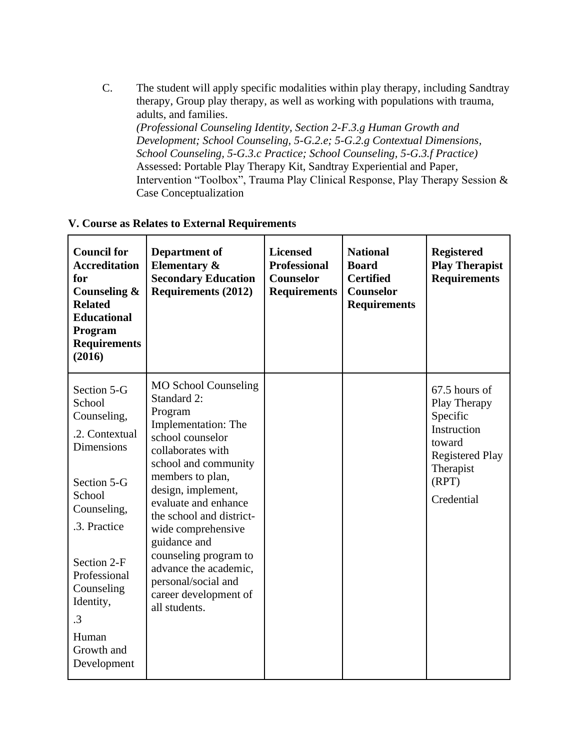C. The student will apply specific modalities within play therapy, including Sandtray therapy, Group play therapy, as well as working with populations with trauma, adults, and families.
*(Professional Counseling Identity, Section 2-F.3.g Human Growth and Development; School Counseling, 5-G.2.e; 5-G.2.g Contextual Dimensions, School Counseling, 5-G.3.c Practice; School Counseling, 5-G.3.f Practice)*
Assessed: Portable Play Therapy Kit, Sandtray Experiential and Paper, Intervention "Toolbox", Trauma Play Clinical Response, Play Therapy Session & Case Conceptualization

**V. Course as Relates to External Requirements**

| **Council for Accreditation for Counseling & Related Educational Program Requirements (2016)** | **Department of Elementary & Secondary Education Requirements (2012)** | **Licensed Professional Counselor Requirements** | **National Board Certified Counselor Requirements** | **Registered Play Therapist Requirements** |
|---|---|---|---|---|
| Section 5-G School Counseling, .2. Contextual Dimensions<br><br>Section 5-G School Counseling, .3. Practice<br><br>Section 2-F Professional Counseling Identity, .3 Human Growth and Development | MO School Counseling Standard 2: Program Implementation: The school counselor collaborates with school and community members to plan, design, implement, evaluate and enhance the school and district-wide comprehensive guidance and counseling program to advance the academic, personal/social and career development of all students. | | | 67.5 hours of Play Therapy Specific Instruction toward Registered Play Therapist (RPT) Credential |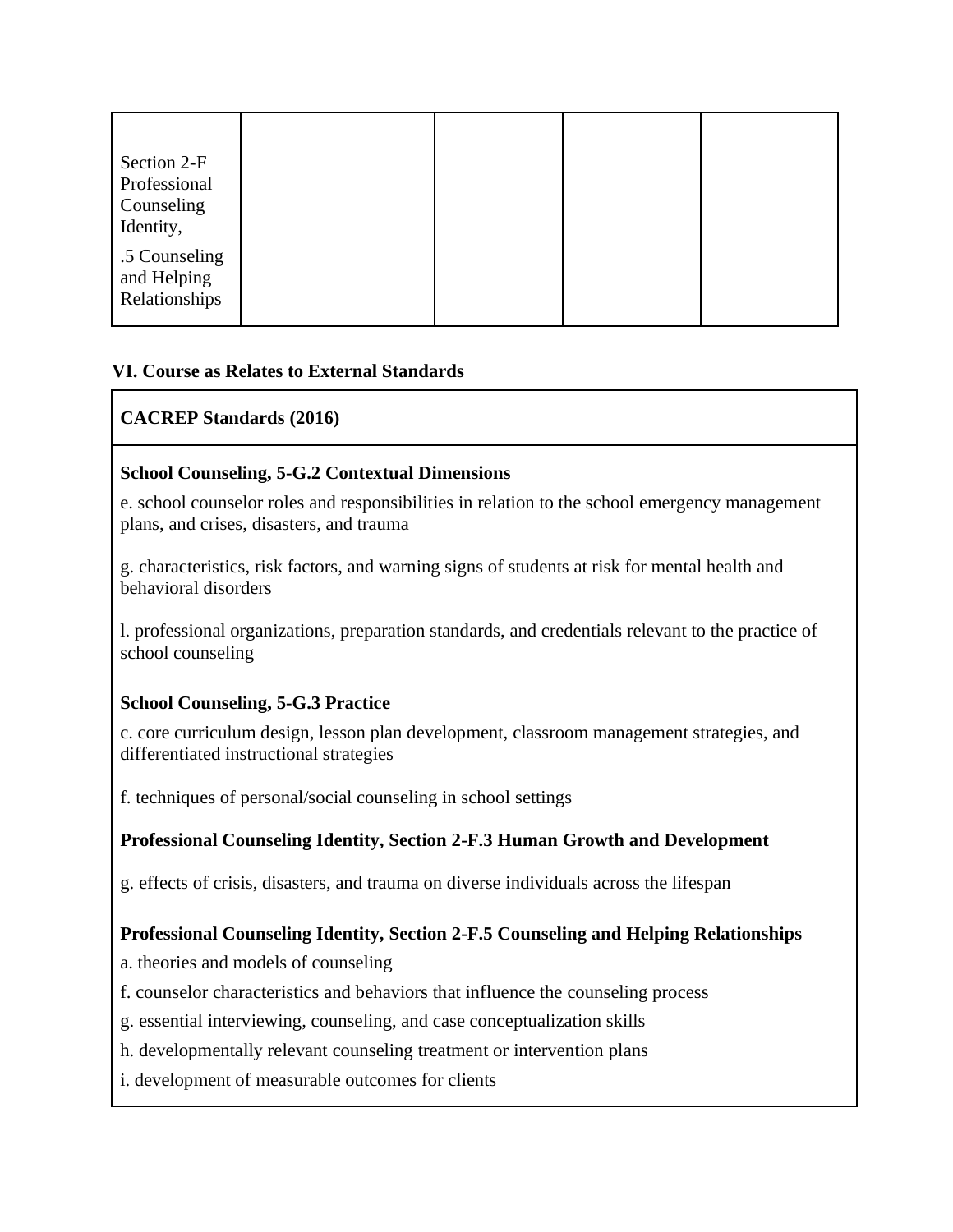| Section 2-F Professional Counseling Identity,<br>.5 Counseling and Helping Relationships | | | | |
|---|---|---|---|---|

**VI. Course as Relates to External Standards**

| **CACREP Standards (2016)** |
|---|
| **School Counseling, 5-G.2 Contextual Dimensions**<br>e. school counselor roles and responsibilities in relation to the school emergency management plans, and crises, disasters, and trauma<br>g. characteristics, risk factors, and warning signs of students at risk for mental health and behavioral disorders<br>l. professional organizations, preparation standards, and credentials relevant to the practice of school counseling<br>**School Counseling, 5-G.3 Practice**<br>c. core curriculum design, lesson plan development, classroom management strategies, and differentiated instructional strategies<br>f. techniques of personal/social counseling in school settings<br>**Professional Counseling Identity, Section 2-F.3 Human Growth and Development**<br>g. effects of crisis, disasters, and trauma on diverse individuals across the lifespan<br>**Professional Counseling Identity, Section 2-F.5 Counseling and Helping Relationships**<br>a. theories and models of counseling<br>f. counselor characteristics and behaviors that influence the counseling process<br>g. essential interviewing, counseling, and case conceptualization skills<br>h. developmentally relevant counseling treatment or intervention plans<br>i. development of measurable outcomes for clients |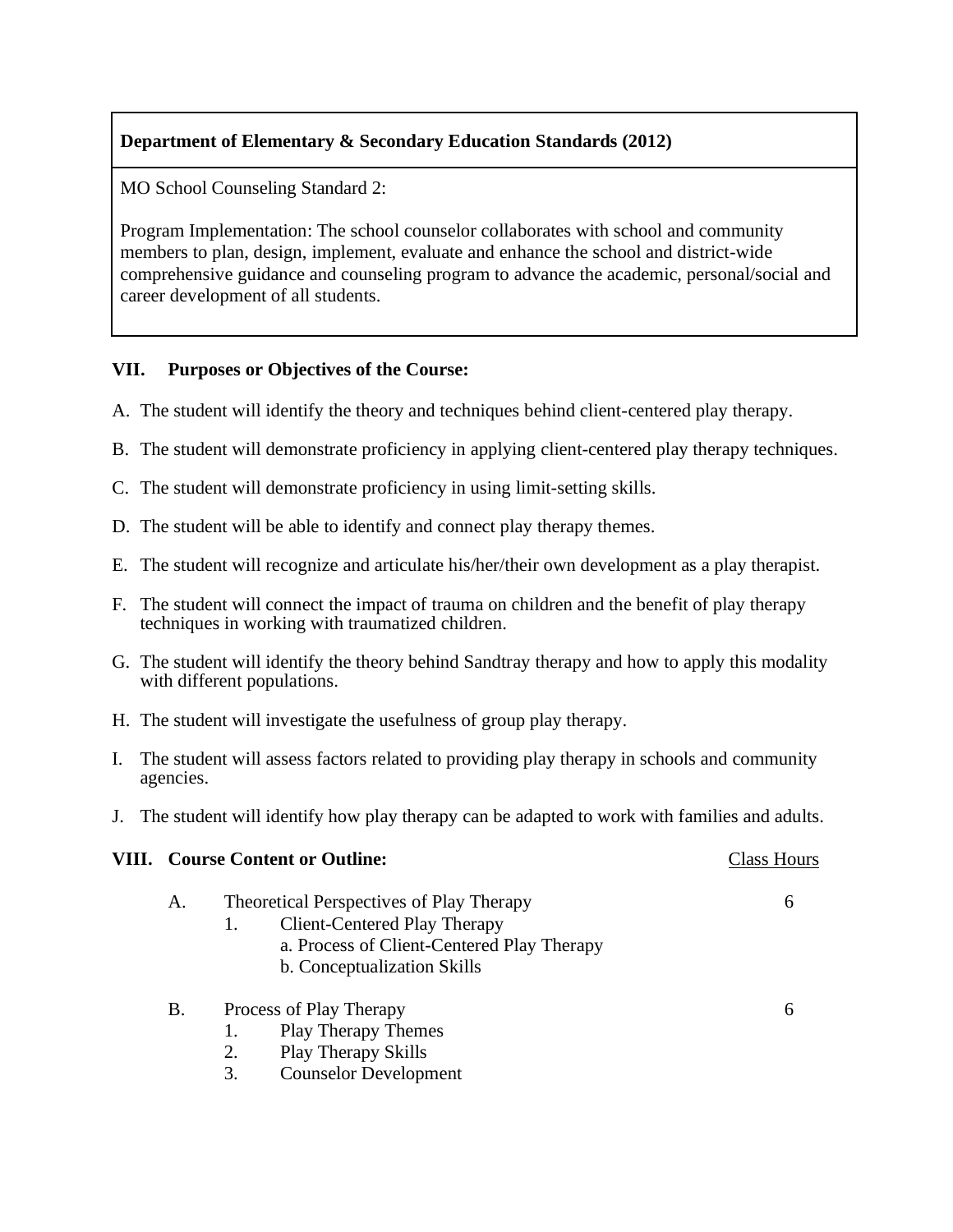| **Department of Elementary & Secondary Education Standards (2012)** |
|---|
| MO School Counseling Standard 2:<br><br>Program Implementation: The school counselor collaborates with school and community members to plan, design, implement, evaluate and enhance the school and district-wide comprehensive guidance and counseling program to advance the academic, personal/social and career development of all students. |

## VII. Purposes or Objectives of the Course:

A. The student will identify the theory and techniques behind client-centered play therapy.

B. The student will demonstrate proficiency in applying client-centered play therapy techniques.

C. The student will demonstrate proficiency in using limit-setting skills.

D. The student will be able to identify and connect play therapy themes.

E. The student will recognize and articulate his/her/their own development as a play therapist.

F. The student will connect the impact of trauma on children and the benefit of play therapy techniques in working with traumatized children.

G. The student will identify the theory behind Sandtray therapy and how to apply this modality with different populations.

H. The student will investigate the usefulness of group play therapy.

I. The student will assess factors related to providing play therapy in schools and community agencies.

J. The student will identify how play therapy can be adapted to work with families and adults.

## VIII. Course Content or Outline:

| | Class Hours |
|---|---|
| A. Theoretical Perspectives of Play Therapy<br>1. Client-Centered Play Therapy<br>a. Process of Client-Centered Play Therapy<br>b. Conceptualization Skills | 6 |
| B. Process of Play Therapy<br>1. Play Therapy Themes<br>2. Play Therapy Skills<br>3. Counselor Development | 6 |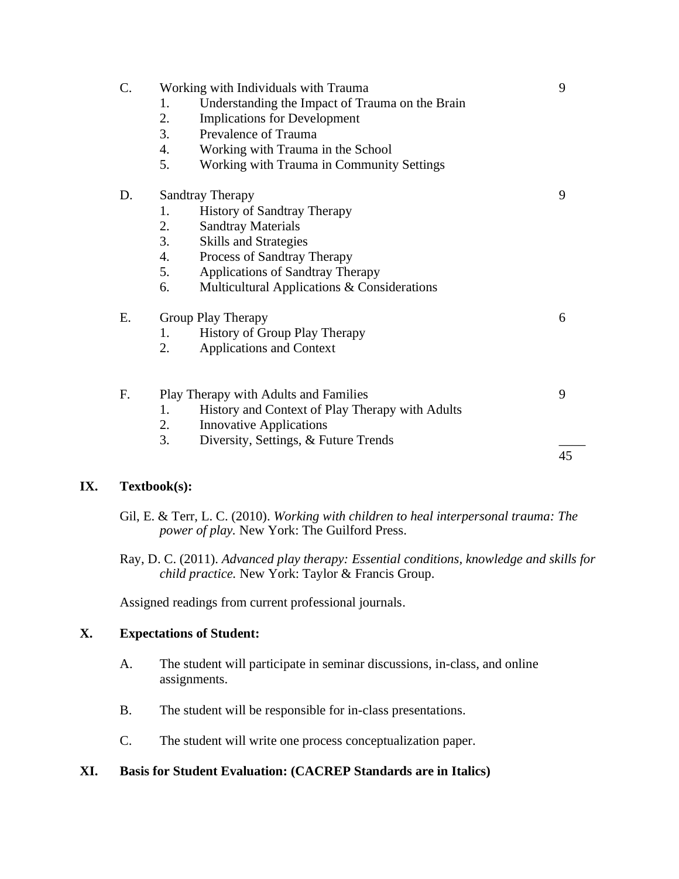C. Working with Individuals with Trauma — 9

1. Understanding the Impact of Trauma on the Brain
2. Implications for Development
3. Prevalence of Trauma
4. Working with Trauma in the School
5. Working with Trauma in Community Settings

D. Sandtray Therapy — 9

1. History of Sandtray Therapy
2. Sandtray Materials
3. Skills and Strategies
4. Process of Sandtray Therapy
5. Applications of Sandtray Therapy
6. Multicultural Applications & Considerations

E. Group Play Therapy — 6

1. History of Group Play Therapy
2. Applications and Context

F. Play Therapy with Adults and Families — 9

1. History and Context of Play Therapy with Adults
2. Innovative Applications
3. Diversity, Settings, & Future Trends

____
45

## IX. Textbook(s):

Gil, E. & Terr, L. C. (2010). *Working with children to heal interpersonal trauma: The power of play.* New York: The Guilford Press.

Ray, D. C. (2011). *Advanced play therapy: Essential conditions, knowledge and skills for child practice.* New York: Taylor & Francis Group.

Assigned readings from current professional journals.

## X. Expectations of Student:

A. The student will participate in seminar discussions, in-class, and online assignments.

B. The student will be responsible for in-class presentations.

C. The student will write one process conceptualization paper.

## XI. Basis for Student Evaluation: (CACREP Standards are in Italics)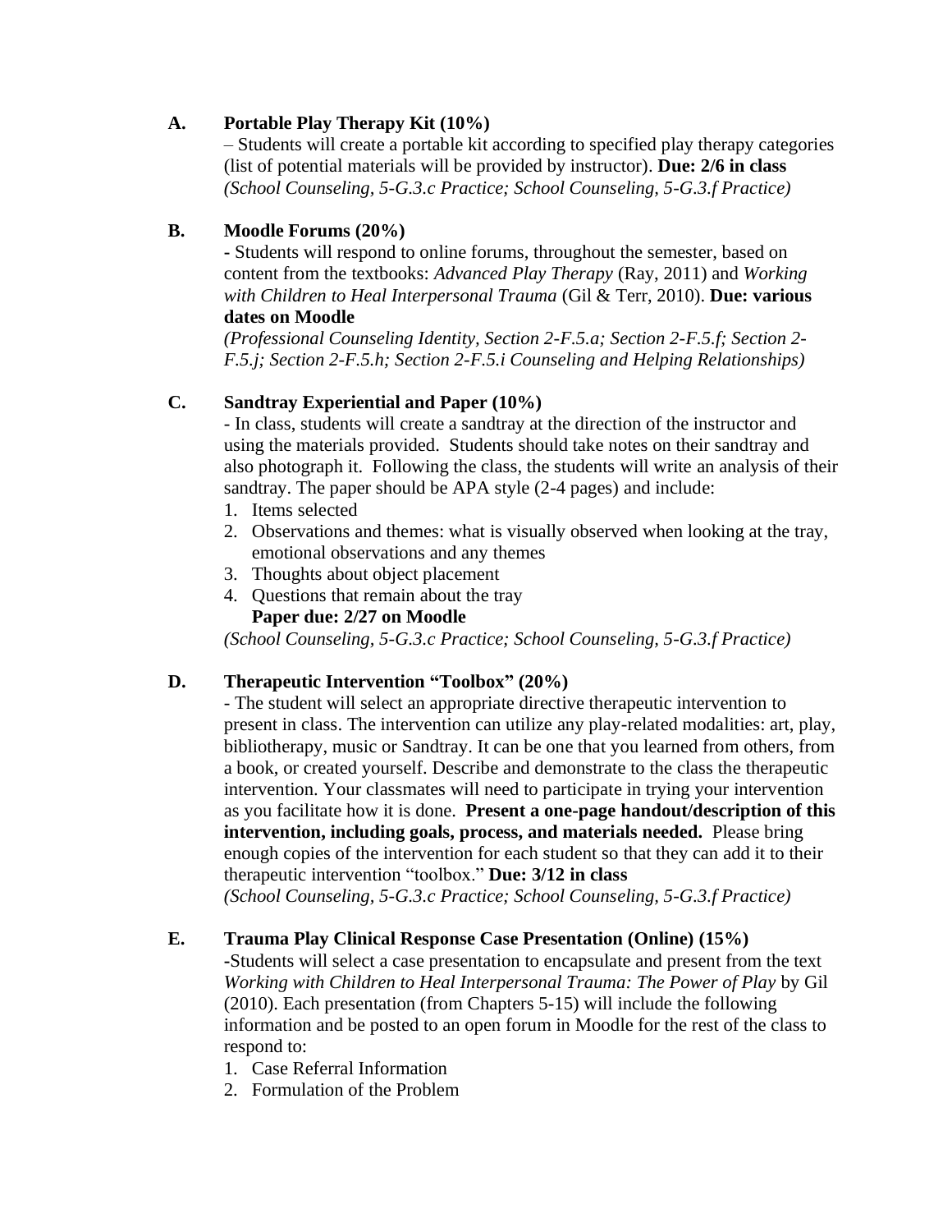**A. Portable Play Therapy Kit (10%)**

– Students will create a portable kit according to specified play therapy categories (list of potential materials will be provided by instructor). **Due: 2/6 in class**
*(School Counseling, 5-G.3.c Practice; School Counseling, 5-G.3.f Practice)*

**B. Moodle Forums (20%)**

- Students will respond to online forums, throughout the semester, based on content from the textbooks: *Advanced Play Therapy* (Ray, 2011) and *Working with Children to Heal Interpersonal Trauma* (Gil & Terr, 2010). **Due: various dates on Moodle**
*(Professional Counseling Identity, Section 2-F.5.a; Section 2-F.5.f; Section 2-F.5.j; Section 2-F.5.h; Section 2-F.5.i Counseling and Helping Relationships)*

**C. Sandtray Experiential and Paper (10%)**

- In class, students will create a sandtray at the direction of the instructor and using the materials provided. Students should take notes on their sandtray and also photograph it. Following the class, the students will write an analysis of their sandtray. The paper should be APA style (2-4 pages) and include:

1. Items selected
2. Observations and themes: what is visually observed when looking at the tray, emotional observations and any themes
3. Thoughts about object placement
4. Questions that remain about the tray

**Paper due: 2/27 on Moodle**
*(School Counseling, 5-G.3.c Practice; School Counseling, 5-G.3.f Practice)*

**D. Therapeutic Intervention "Toolbox" (20%)**

- The student will select an appropriate directive therapeutic intervention to present in class. The intervention can utilize any play-related modalities: art, play, bibliotherapy, music or Sandtray. It can be one that you learned from others, from a book, or created yourself. Describe and demonstrate to the class the therapeutic intervention. Your classmates will need to participate in trying your intervention as you facilitate how it is done. **Present a one-page handout/description of this intervention, including goals, process, and materials needed.** Please bring enough copies of the intervention for each student so that they can add it to their therapeutic intervention "toolbox." **Due: 3/12 in class**
*(School Counseling, 5-G.3.c Practice; School Counseling, 5-G.3.f Practice)*

**E. Trauma Play Clinical Response Case Presentation (Online) (15%)**

-Students will select a case presentation to encapsulate and present from the text *Working with Children to Heal Interpersonal Trauma: The Power of Play* by Gil (2010). Each presentation (from Chapters 5-15) will include the following information and be posted to an open forum in Moodle for the rest of the class to respond to:

1. Case Referral Information
2. Formulation of the Problem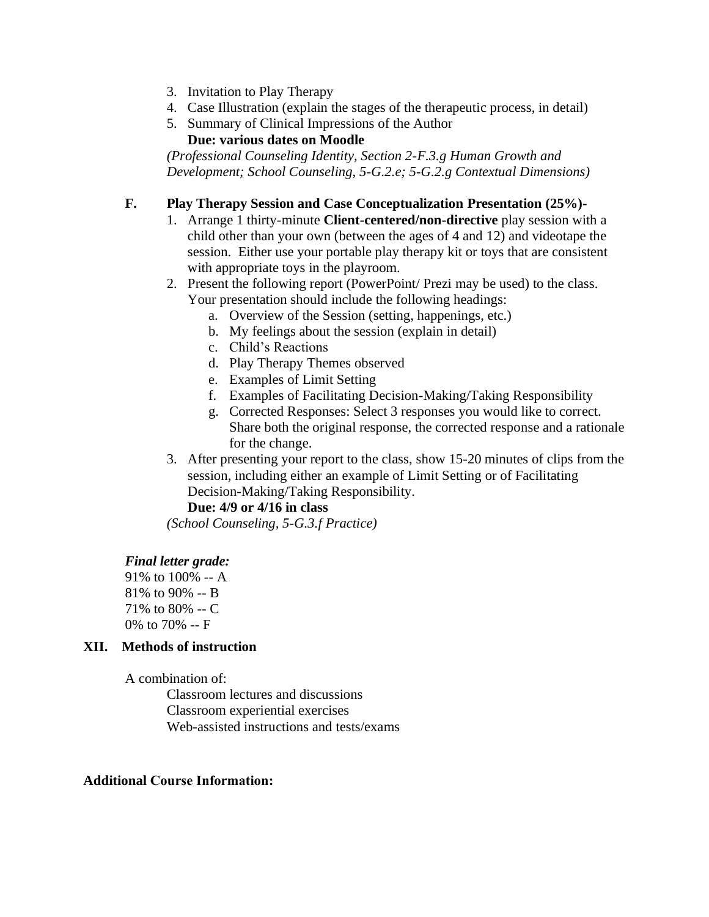3. Invitation to Play Therapy
4. Case Illustration (explain the stages of the therapeutic process, in detail)
5. Summary of Clinical Impressions of the Author
   **Due: various dates on Moodle**

*(Professional Counseling Identity, Section 2-F.3.g Human Growth and Development; School Counseling, 5-G.2.e; 5-G.2.g Contextual Dimensions)*

**F. Play Therapy Session and Case Conceptualization Presentation (25%)-**

1. Arrange 1 thirty-minute **Client-centered/non-directive** play session with a child other than your own (between the ages of 4 and 12) and videotape the session. Either use your portable play therapy kit or toys that are consistent with appropriate toys in the playroom.
2. Present the following report (PowerPoint/ Prezi may be used) to the class. Your presentation should include the following headings:
   a. Overview of the Session (setting, happenings, etc.)
   b. My feelings about the session (explain in detail)
   c. Child's Reactions
   d. Play Therapy Themes observed
   e. Examples of Limit Setting
   f. Examples of Facilitating Decision-Making/Taking Responsibility
   g. Corrected Responses: Select 3 responses you would like to correct. Share both the original response, the corrected response and a rationale for the change.
3. After presenting your report to the class, show 15-20 minutes of clips from the session, including either an example of Limit Setting or of Facilitating Decision-Making/Taking Responsibility.
   **Due: 4/9 or 4/16 in class**

*(School Counseling, 5-G.3.f Practice)*

***Final letter grade:***

91% to 100% -- A
81% to 90% -- B
71% to 80% -- C
0% to 70% -- F

## XII. Methods of instruction

A combination of:

Classroom lectures and discussions
Classroom experiential exercises
Web-assisted instructions and tests/exams

**Additional Course Information:**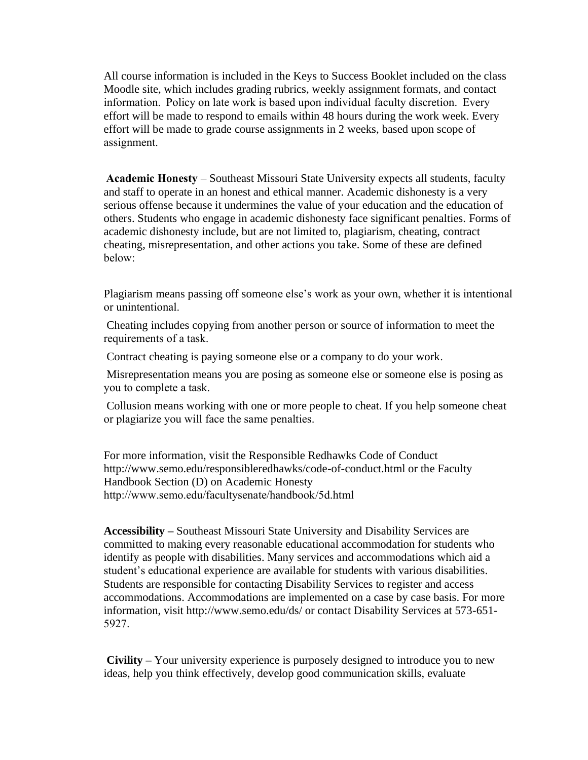All course information is included in the Keys to Success Booklet included on the class Moodle site, which includes grading rubrics, weekly assignment formats, and contact information. Policy on late work is based upon individual faculty discretion. Every effort will be made to respond to emails within 48 hours during the work week. Every effort will be made to grade course assignments in 2 weeks, based upon scope of assignment.

**Academic Honesty** – Southeast Missouri State University expects all students, faculty and staff to operate in an honest and ethical manner. Academic dishonesty is a very serious offense because it undermines the value of your education and the education of others. Students who engage in academic dishonesty face significant penalties. Forms of academic dishonesty include, but are not limited to, plagiarism, cheating, contract cheating, misrepresentation, and other actions you take. Some of these are defined below:

Plagiarism means passing off someone else's work as your own, whether it is intentional or unintentional.

Cheating includes copying from another person or source of information to meet the requirements of a task.

Contract cheating is paying someone else or a company to do your work.

Misrepresentation means you are posing as someone else or someone else is posing as you to complete a task.

Collusion means working with one or more people to cheat. If you help someone cheat or plagiarize you will face the same penalties.

For more information, visit the Responsible Redhawks Code of Conduct http://www.semo.edu/responsibleredhawks/code-of-conduct.html or the Faculty Handbook Section (D) on Academic Honesty http://www.semo.edu/facultysenate/handbook/5d.html

**Accessibility –** Southeast Missouri State University and Disability Services are committed to making every reasonable educational accommodation for students who identify as people with disabilities. Many services and accommodations which aid a student's educational experience are available for students with various disabilities. Students are responsible for contacting Disability Services to register and access accommodations. Accommodations are implemented on a case by case basis. For more information, visit http://www.semo.edu/ds/ or contact Disability Services at 573-651-5927.

**Civility –** Your university experience is purposely designed to introduce you to new ideas, help you think effectively, develop good communication skills, evaluate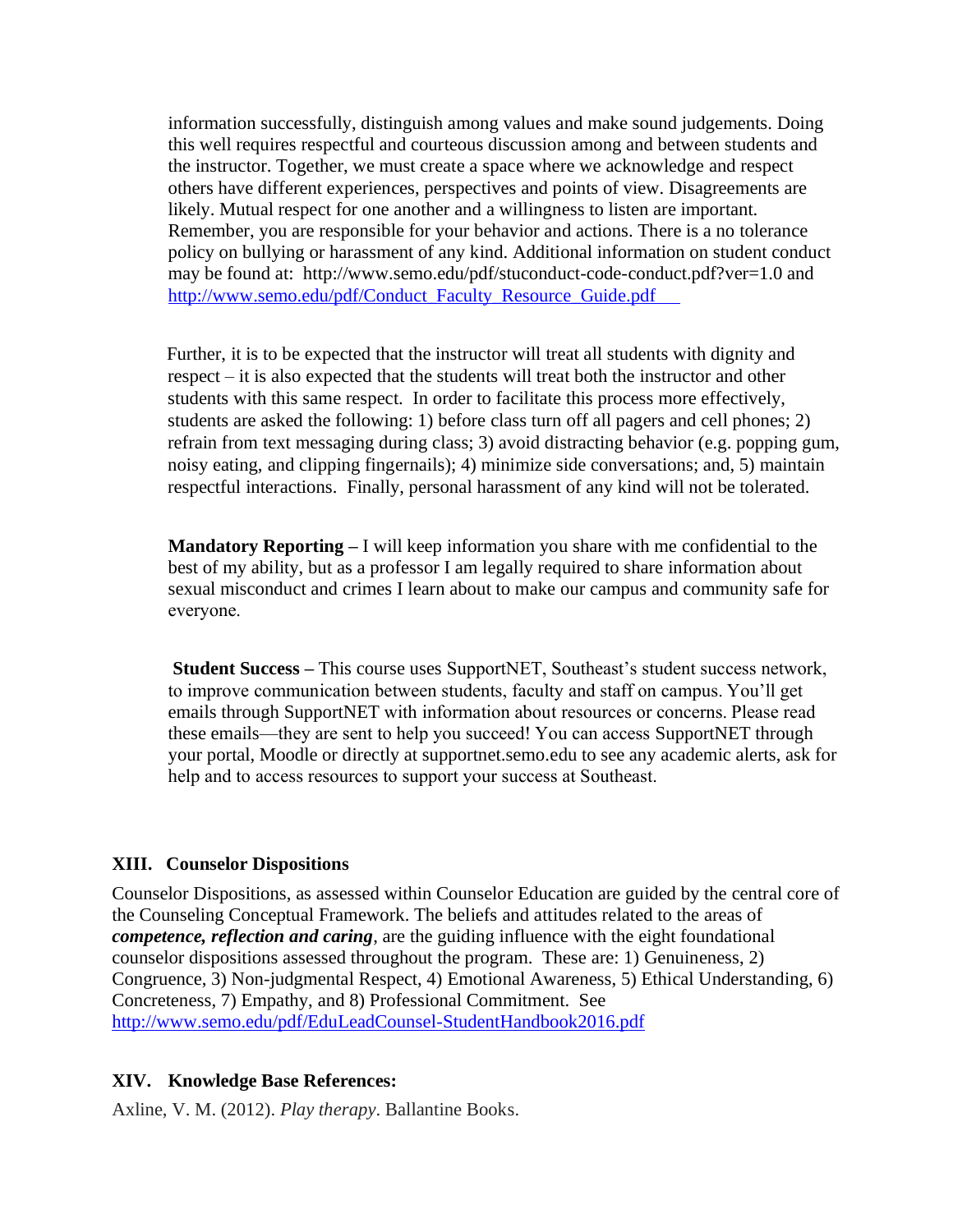information successfully, distinguish among values and make sound judgements. Doing this well requires respectful and courteous discussion among and between students and the instructor. Together, we must create a space where we acknowledge and respect others have different experiences, perspectives and points of view. Disagreements are likely. Mutual respect for one another and a willingness to listen are important. Remember, you are responsible for your behavior and actions. There is a no tolerance policy on bullying or harassment of any kind. Additional information on student conduct may be found at: http://www.semo.edu/pdf/stuconduct-code-conduct.pdf?ver=1.0 and http://www.semo.edu/pdf/Conduct_Faculty_Resource_Guide.pdf

Further, it is to be expected that the instructor will treat all students with dignity and respect – it is also expected that the students will treat both the instructor and other students with this same respect. In order to facilitate this process more effectively, students are asked the following: 1) before class turn off all pagers and cell phones; 2) refrain from text messaging during class; 3) avoid distracting behavior (e.g. popping gum, noisy eating, and clipping fingernails); 4) minimize side conversations; and, 5) maintain respectful interactions. Finally, personal harassment of any kind will not be tolerated.

**Mandatory Reporting –** I will keep information you share with me confidential to the best of my ability, but as a professor I am legally required to share information about sexual misconduct and crimes I learn about to make our campus and community safe for everyone.

**Student Success –** This course uses SupportNET, Southeast's student success network, to improve communication between students, faculty and staff on campus. You'll get emails through SupportNET with information about resources or concerns. Please read these emails—they are sent to help you succeed! You can access SupportNET through your portal, Moodle or directly at supportnet.semo.edu to see any academic alerts, ask for help and to access resources to support your success at Southeast.

## XIII. Counselor Dispositions

Counselor Dispositions, as assessed within Counselor Education are guided by the central core of the Counseling Conceptual Framework. The beliefs and attitudes related to the areas of ***competence, reflection and caring***, are the guiding influence with the eight foundational counselor dispositions assessed throughout the program. These are: 1) Genuineness, 2) Congruence, 3) Non-judgmental Respect, 4) Emotional Awareness, 5) Ethical Understanding, 6) Concreteness, 7) Empathy, and 8) Professional Commitment. See http://www.semo.edu/pdf/EduLeadCounsel-StudentHandbook2016.pdf

## XIV. Knowledge Base References:

Axline, V. M. (2012). *Play therapy*. Ballantine Books.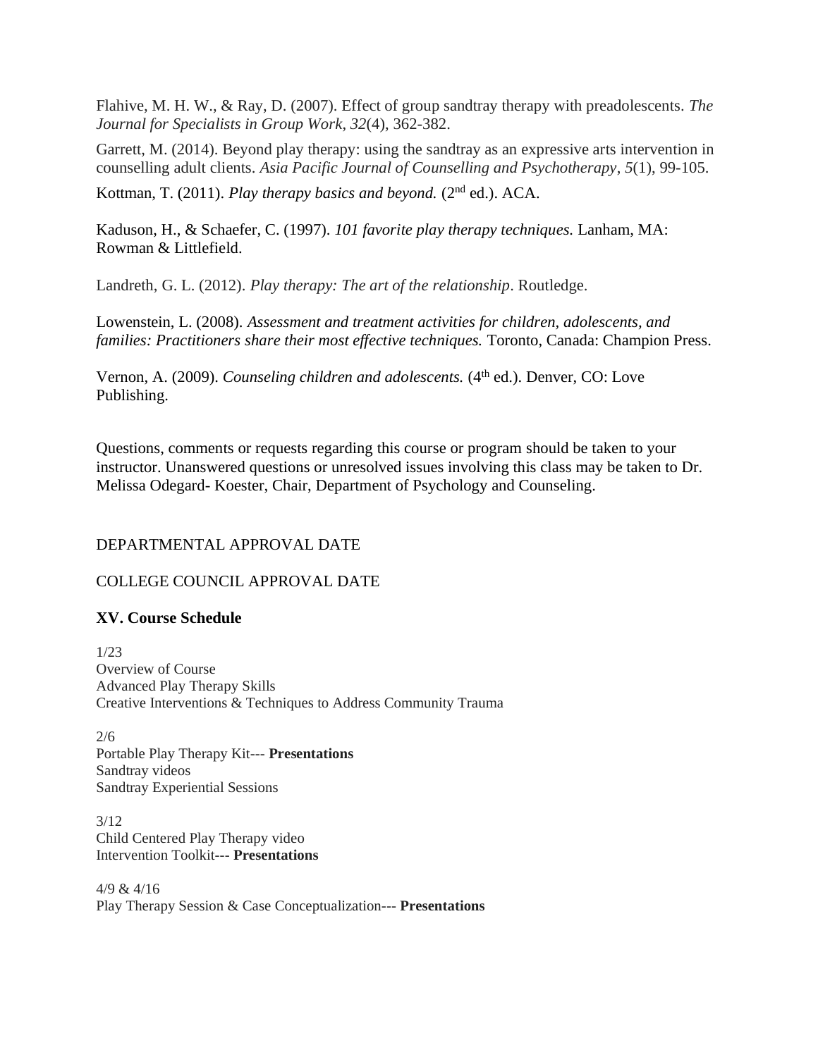Flahive, M. H. W., & Ray, D. (2007). Effect of group sandtray therapy with preadolescents. *The Journal for Specialists in Group Work*, *32*(4), 362-382.

Garrett, M. (2014). Beyond play therapy: using the sandtray as an expressive arts intervention in counselling adult clients. *Asia Pacific Journal of Counselling and Psychotherapy*, *5*(1), 99-105.

Kottman, T. (2011). *Play therapy basics and beyond.* (2nd ed.). ACA.

Kaduson, H., & Schaefer, C. (1997). *101 favorite play therapy techniques.* Lanham, MA: Rowman & Littlefield.

Landreth, G. L. (2012). *Play therapy: The art of the relationship*. Routledge.

Lowenstein, L. (2008). *Assessment and treatment activities for children, adolescents, and families: Practitioners share their most effective techniques.* Toronto, Canada: Champion Press.

Vernon, A. (2009). *Counseling children and adolescents.* (4th ed.). Denver, CO: Love Publishing.

Questions, comments or requests regarding this course or program should be taken to your instructor. Unanswered questions or unresolved issues involving this class may be taken to Dr. Melissa Odegard- Koester, Chair, Department of Psychology and Counseling.

DEPARTMENTAL APPROVAL DATE

COLLEGE COUNCIL APPROVAL DATE

**XV. Course Schedule**

1/23
Overview of Course
Advanced Play Therapy Skills
Creative Interventions & Techniques to Address Community Trauma

2/6
Portable Play Therapy Kit--- **Presentations**
Sandtray videos
Sandtray Experiential Sessions

3/12
Child Centered Play Therapy video
Intervention Toolkit--- **Presentations**

4/9 & 4/16
Play Therapy Session & Case Conceptualization--- **Presentations**